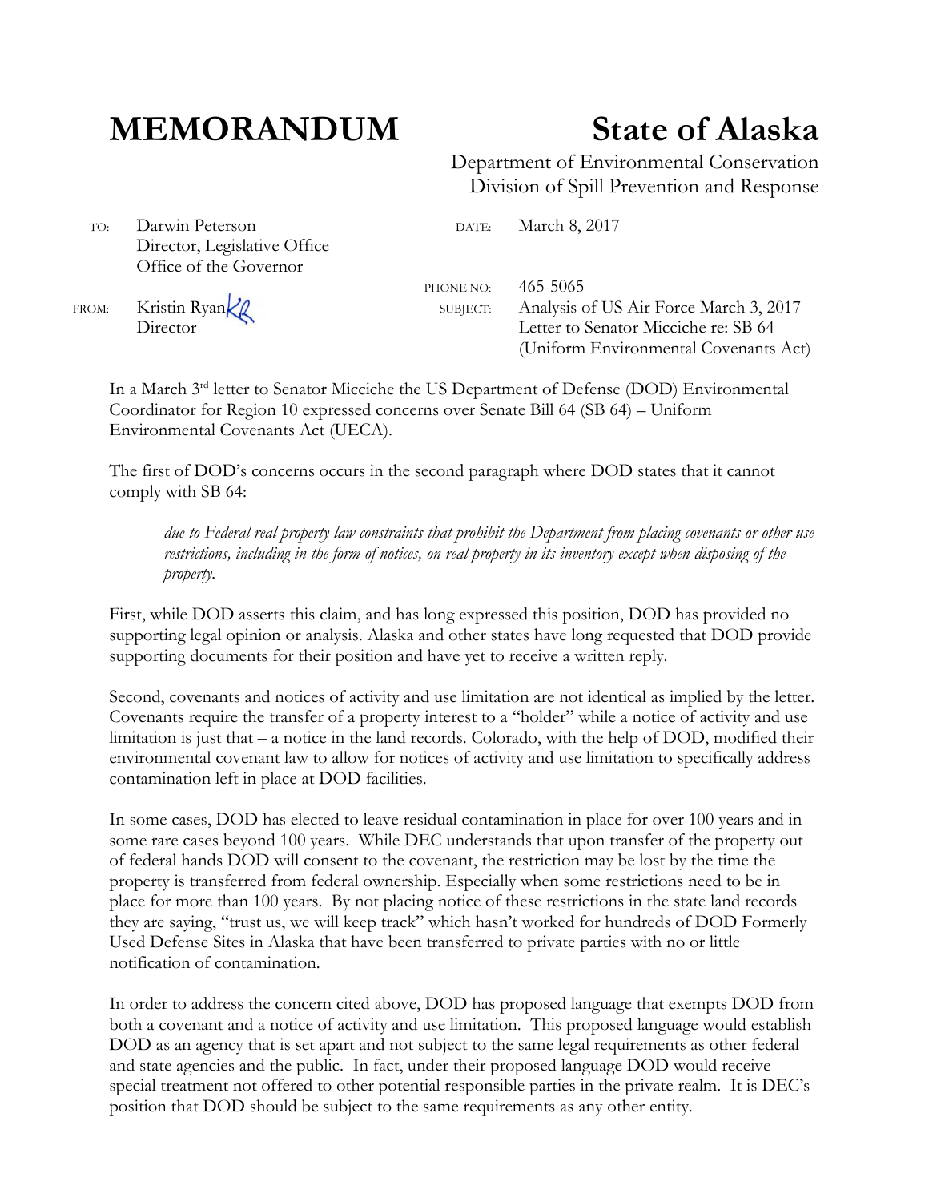# MEMORANDUM

# State of Alaska

Department of Environmental Conservation
Division of Spill Prevention and Response

| | | | |
|---|---|---|---|
| TO: | Darwin Peterson<br>Director, Legislative Office<br>Office of the Governor | DATE: | March 8, 2017 |
| | | PHONE NO: | 465-5065 |
| FROM: | Kristin Ryan KR<br>Director | SUBJECT: | Analysis of US Air Force March 3, 2017 Letter to Senator Micciche re: SB 64 (Uniform Environmental Covenants Act) |

In a March 3rd letter to Senator Micciche the US Department of Defense (DOD) Environmental Coordinator for Region 10 expressed concerns over Senate Bill 64 (SB 64) – Uniform Environmental Covenants Act (UECA).

The first of DOD's concerns occurs in the second paragraph where DOD states that it cannot comply with SB 64:

> *due to Federal real property law constraints that prohibit the Department from placing covenants or other use restrictions, including in the form of notices, on real property in its inventory except when disposing of the property.*

First, while DOD asserts this claim, and has long expressed this position, DOD has provided no supporting legal opinion or analysis. Alaska and other states have long requested that DOD provide supporting documents for their position and have yet to receive a written reply.

Second, covenants and notices of activity and use limitation are not identical as implied by the letter. Covenants require the transfer of a property interest to a "holder" while a notice of activity and use limitation is just that – a notice in the land records. Colorado, with the help of DOD, modified their environmental covenant law to allow for notices of activity and use limitation to specifically address contamination left in place at DOD facilities.

In some cases, DOD has elected to leave residual contamination in place for over 100 years and in some rare cases beyond 100 years. While DEC understands that upon transfer of the property out of federal hands DOD will consent to the covenant, the restriction may be lost by the time the property is transferred from federal ownership. Especially when some restrictions need to be in place for more than 100 years. By not placing notice of these restrictions in the state land records they are saying, "trust us, we will keep track" which hasn't worked for hundreds of DOD Formerly Used Defense Sites in Alaska that have been transferred to private parties with no or little notification of contamination.

In order to address the concern cited above, DOD has proposed language that exempts DOD from both a covenant and a notice of activity and use limitation. This proposed language would establish DOD as an agency that is set apart and not subject to the same legal requirements as other federal and state agencies and the public. In fact, under their proposed language DOD would receive special treatment not offered to other potential responsible parties in the private realm. It is DEC's position that DOD should be subject to the same requirements as any other entity.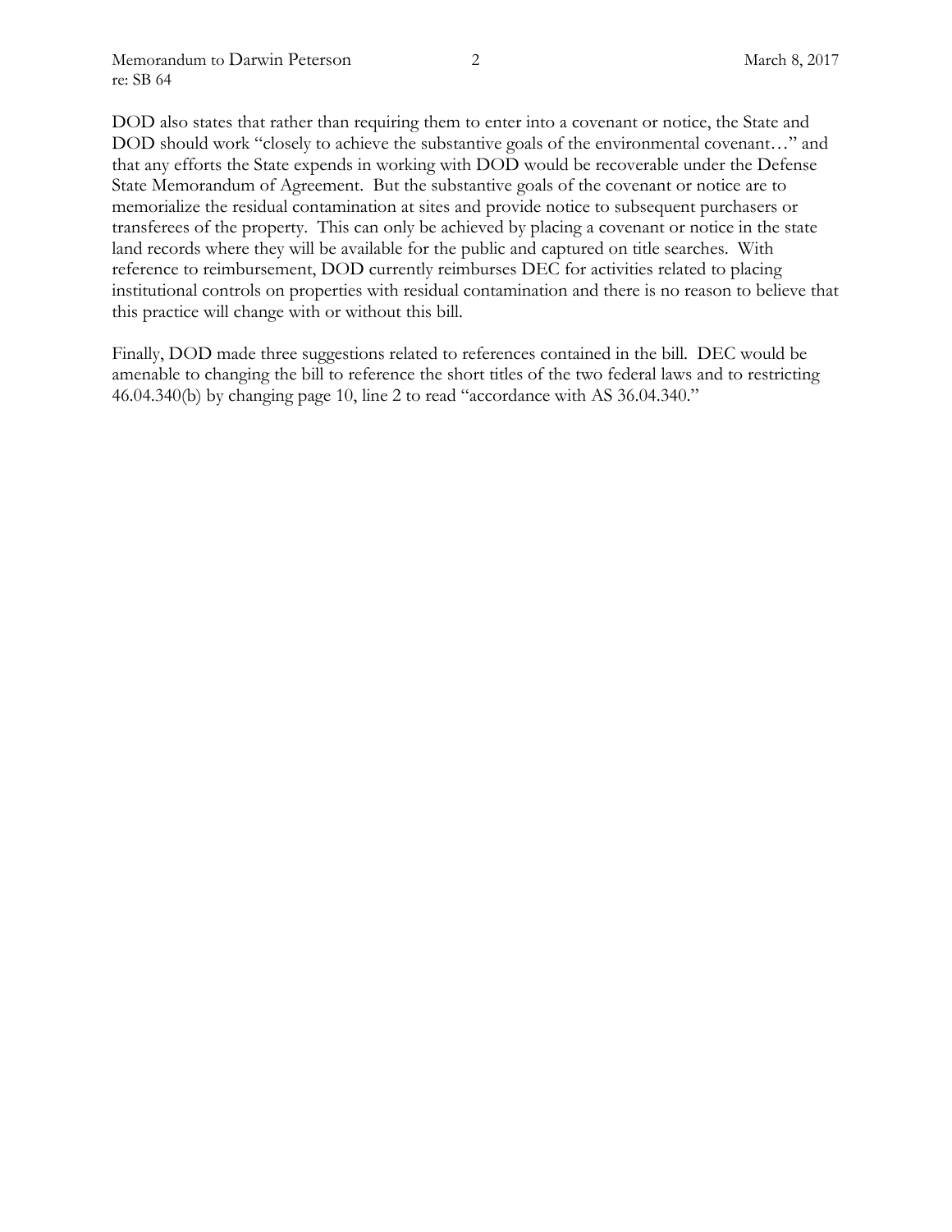DOD also states that rather than requiring them to enter into a covenant or notice, the State and DOD should work "closely to achieve the substantive goals of the environmental covenant…" and that any efforts the State expends in working with DOD would be recoverable under the Defense State Memorandum of Agreement. But the substantive goals of the covenant or notice are to memorialize the residual contamination at sites and provide notice to subsequent purchasers or transferees of the property. This can only be achieved by placing a covenant or notice in the state land records where they will be available for the public and captured on title searches. With reference to reimbursement, DOD currently reimburses DEC for activities related to placing institutional controls on properties with residual contamination and there is no reason to believe that this practice will change with or without this bill.

Finally, DOD made three suggestions related to references contained in the bill. DEC would be amenable to changing the bill to reference the short titles of the two federal laws and to restricting 46.04.340(b) by changing page 10, line 2 to read "accordance with AS 36.04.340."